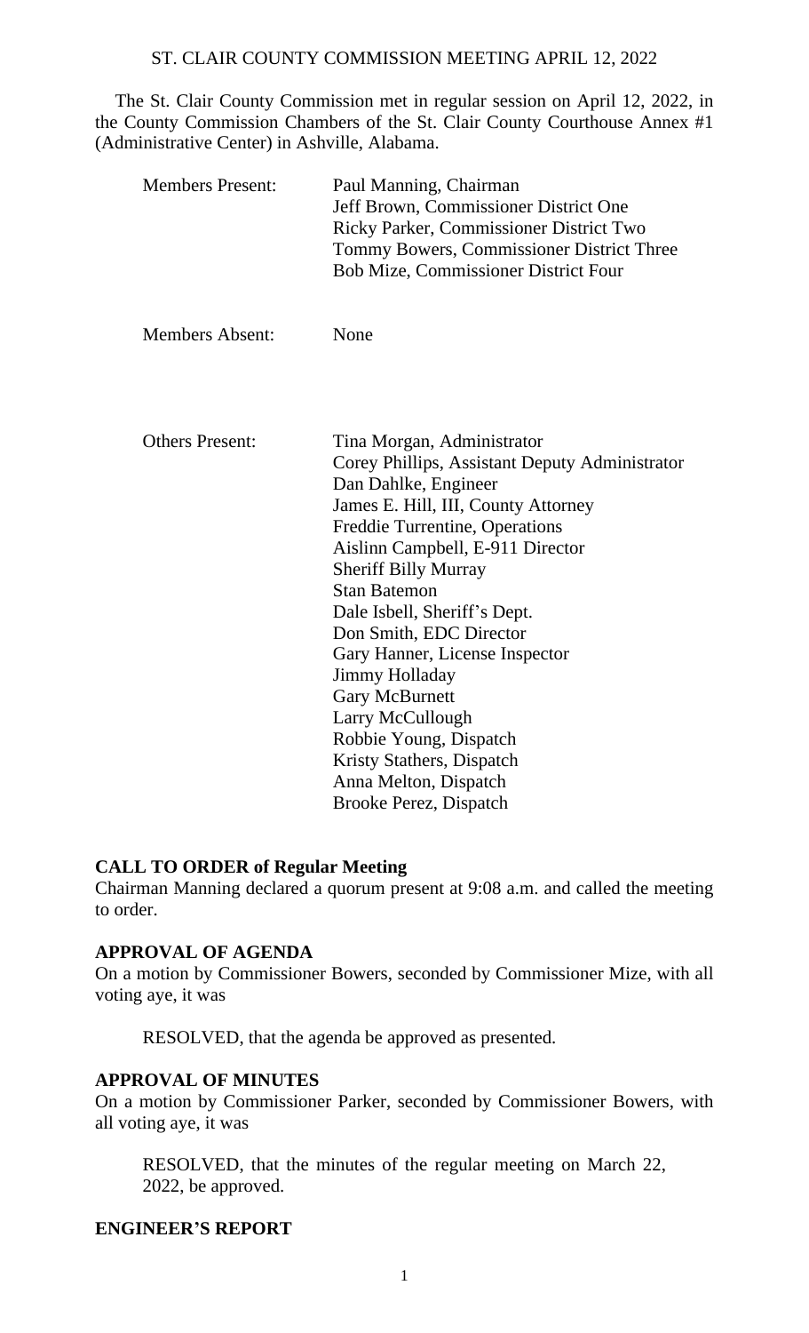# ST. CLAIR COUNTY COMMISSION MEETING APRIL 12, 2022

The St. Clair County Commission met in regular session on April 12, 2022, in the County Commission Chambers of the St. Clair County Courthouse Annex #1 (Administrative Center) in Ashville, Alabama.

| | |
|---|---|
| Members Present: | Paul Manning, Chairman<br>Jeff Brown, Commissioner District One<br>Ricky Parker, Commissioner District Two<br>Tommy Bowers, Commissioner District Three<br>Bob Mize, Commissioner District Four |
| Members Absent: | None |
| Others Present: | Tina Morgan, Administrator<br>Corey Phillips, Assistant Deputy Administrator<br>Dan Dahlke, Engineer<br>James E. Hill, III, County Attorney<br>Freddie Turrentine, Operations<br>Aislinn Campbell, E-911 Director<br>Sheriff Billy Murray<br>Stan Batemon<br>Dale Isbell, Sheriff's Dept.<br>Don Smith, EDC Director<br>Gary Hanner, License Inspector<br>Jimmy Holladay<br>Gary McBurnett<br>Larry McCullough<br>Robbie Young, Dispatch<br>Kristy Stathers, Dispatch<br>Anna Melton, Dispatch<br>Brooke Perez, Dispatch |

## CALL TO ORDER of Regular Meeting

Chairman Manning declared a quorum present at 9:08 a.m. and called the meeting to order.

## APPROVAL OF AGENDA

On a motion by Commissioner Bowers, seconded by Commissioner Mize, with all voting aye, it was

RESOLVED, that the agenda be approved as presented.

## APPROVAL OF MINUTES

On a motion by Commissioner Parker, seconded by Commissioner Bowers, with all voting aye, it was

RESOLVED, that the minutes of the regular meeting on March 22, 2022, be approved.

## ENGINEER'S REPORT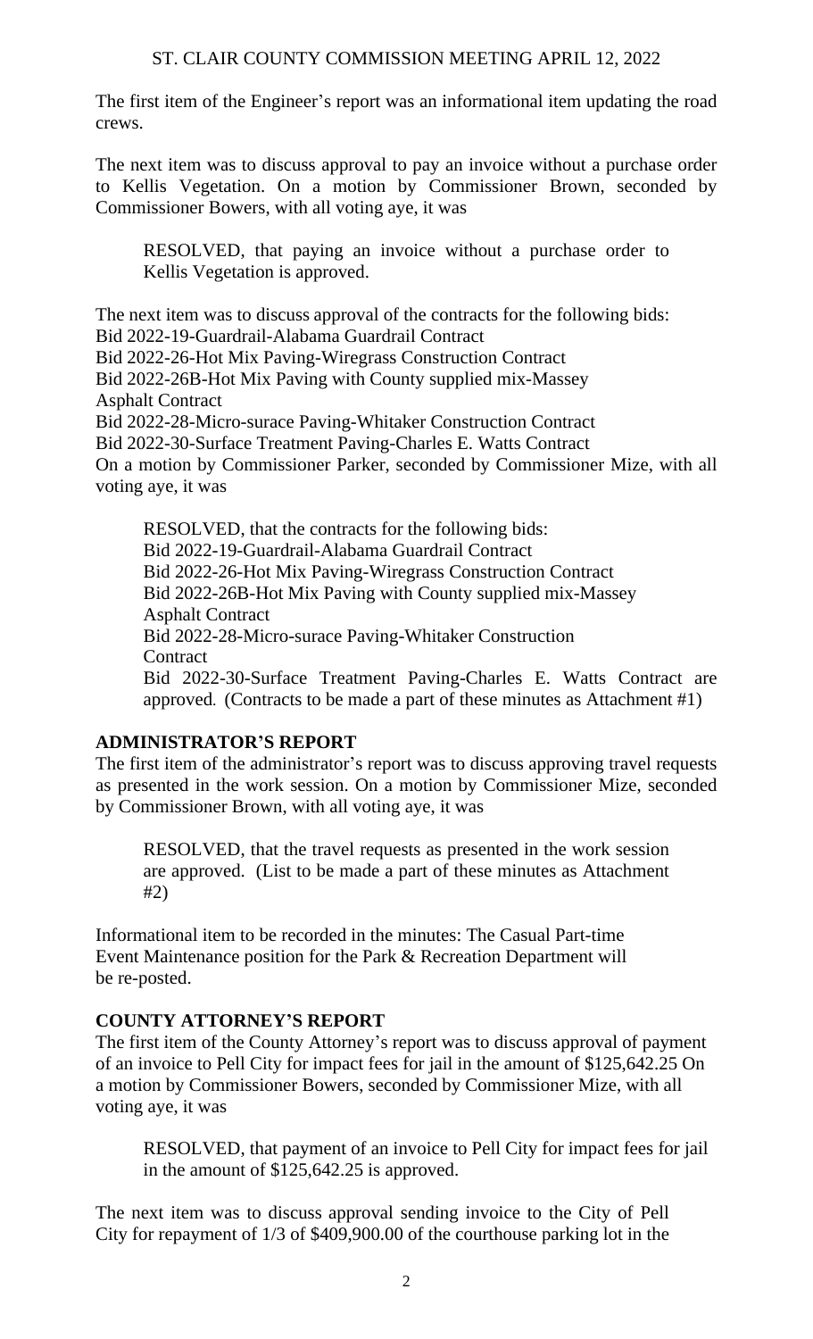The first item of the Engineer's report was an informational item updating the road crews.

The next item was to discuss approval to pay an invoice without a purchase order to Kellis Vegetation. On a motion by Commissioner Brown, seconded by Commissioner Bowers, with all voting aye, it was

> RESOLVED, that paying an invoice without a purchase order to Kellis Vegetation is approved.

The next item was to discuss approval of the contracts for the following bids:
Bid 2022-19-Guardrail-Alabama Guardrail Contract
Bid 2022-26-Hot Mix Paving-Wiregrass Construction Contract
Bid 2022-26B-Hot Mix Paving with County supplied mix-Massey Asphalt Contract
Bid 2022-28-Micro-surace Paving-Whitaker Construction Contract
Bid 2022-30-Surface Treatment Paving-Charles E. Watts Contract
On a motion by Commissioner Parker, seconded by Commissioner Mize, with all voting aye, it was

> RESOLVED, that the contracts for the following bids:
> Bid 2022-19-Guardrail-Alabama Guardrail Contract
> Bid 2022-26-Hot Mix Paving-Wiregrass Construction Contract
> Bid 2022-26B-Hot Mix Paving with County supplied mix-Massey Asphalt Contract
> Bid 2022-28-Micro-surace Paving-Whitaker Construction Contract
> Bid 2022-30-Surface Treatment Paving-Charles E. Watts Contract are approved. (Contracts to be made a part of these minutes as Attachment #1)

## ADMINISTRATOR'S REPORT

The first item of the administrator's report was to discuss approving travel requests as presented in the work session. On a motion by Commissioner Mize, seconded by Commissioner Brown, with all voting aye, it was

> RESOLVED, that the travel requests as presented in the work session are approved. (List to be made a part of these minutes as Attachment #2)

Informational item to be recorded in the minutes: The Casual Part-time Event Maintenance position for the Park & Recreation Department will be re-posted.

## COUNTY ATTORNEY'S REPORT

The first item of the County Attorney's report was to discuss approval of payment of an invoice to Pell City for impact fees for jail in the amount of $125,642.25 On a motion by Commissioner Bowers, seconded by Commissioner Mize, with all voting aye, it was

> RESOLVED, that payment of an invoice to Pell City for impact fees for jail in the amount of $125,642.25 is approved.

The next item was to discuss approval sending invoice to the City of Pell City for repayment of 1/3 of $409,900.00 of the courthouse parking lot in the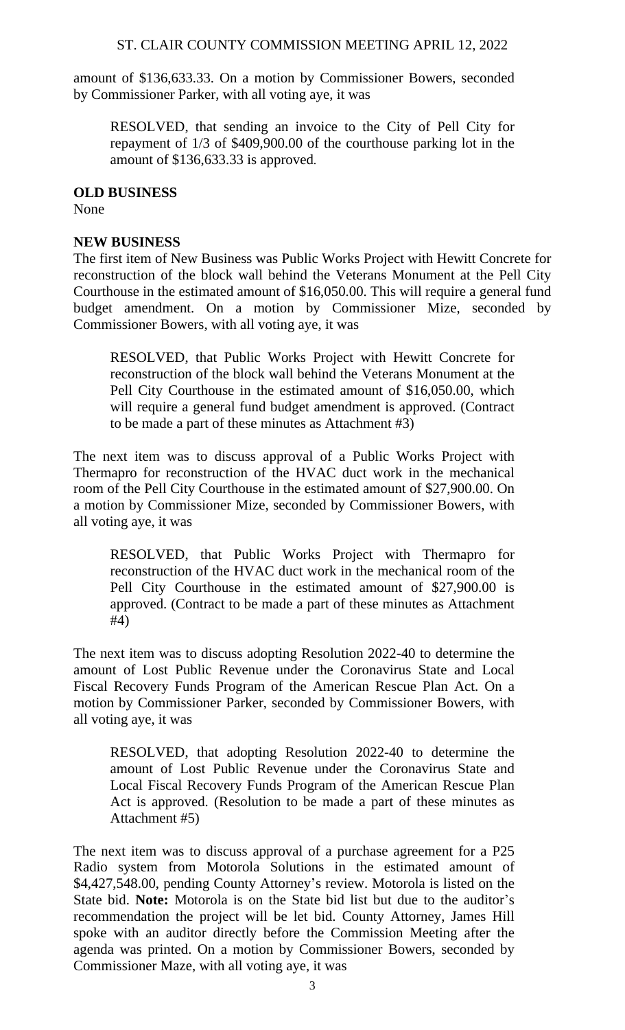amount of $136,633.33. On a motion by Commissioner Bowers, seconded by Commissioner Parker, with all voting aye, it was

> RESOLVED, that sending an invoice to the City of Pell City for repayment of 1/3 of $409,900.00 of the courthouse parking lot in the amount of $136,633.33 is approved.

**OLD BUSINESS**
None

**NEW BUSINESS**
The first item of New Business was Public Works Project with Hewitt Concrete for reconstruction of the block wall behind the Veterans Monument at the Pell City Courthouse in the estimated amount of $16,050.00. This will require a general fund budget amendment. On a motion by Commissioner Mize, seconded by Commissioner Bowers, with all voting aye, it was

> RESOLVED, that Public Works Project with Hewitt Concrete for reconstruction of the block wall behind the Veterans Monument at the Pell City Courthouse in the estimated amount of $16,050.00, which will require a general fund budget amendment is approved. (Contract to be made a part of these minutes as Attachment #3)

The next item was to discuss approval of a Public Works Project with Thermapro for reconstruction of the HVAC duct work in the mechanical room of the Pell City Courthouse in the estimated amount of $27,900.00. On a motion by Commissioner Mize, seconded by Commissioner Bowers, with all voting aye, it was

> RESOLVED, that Public Works Project with Thermapro for reconstruction of the HVAC duct work in the mechanical room of the Pell City Courthouse in the estimated amount of $27,900.00 is approved. (Contract to be made a part of these minutes as Attachment #4)

The next item was to discuss adopting Resolution 2022-40 to determine the amount of Lost Public Revenue under the Coronavirus State and Local Fiscal Recovery Funds Program of the American Rescue Plan Act. On a motion by Commissioner Parker, seconded by Commissioner Bowers, with all voting aye, it was

> RESOLVED, that adopting Resolution 2022-40 to determine the amount of Lost Public Revenue under the Coronavirus State and Local Fiscal Recovery Funds Program of the American Rescue Plan Act is approved. (Resolution to be made a part of these minutes as Attachment #5)

The next item was to discuss approval of a purchase agreement for a P25 Radio system from Motorola Solutions in the estimated amount of $4,427,548.00, pending County Attorney's review. Motorola is listed on the State bid. **Note:** Motorola is on the State bid list but due to the auditor's recommendation the project will be let bid. County Attorney, James Hill spoke with an auditor directly before the Commission Meeting after the agenda was printed. On a motion by Commissioner Bowers, seconded by Commissioner Maze, with all voting aye, it was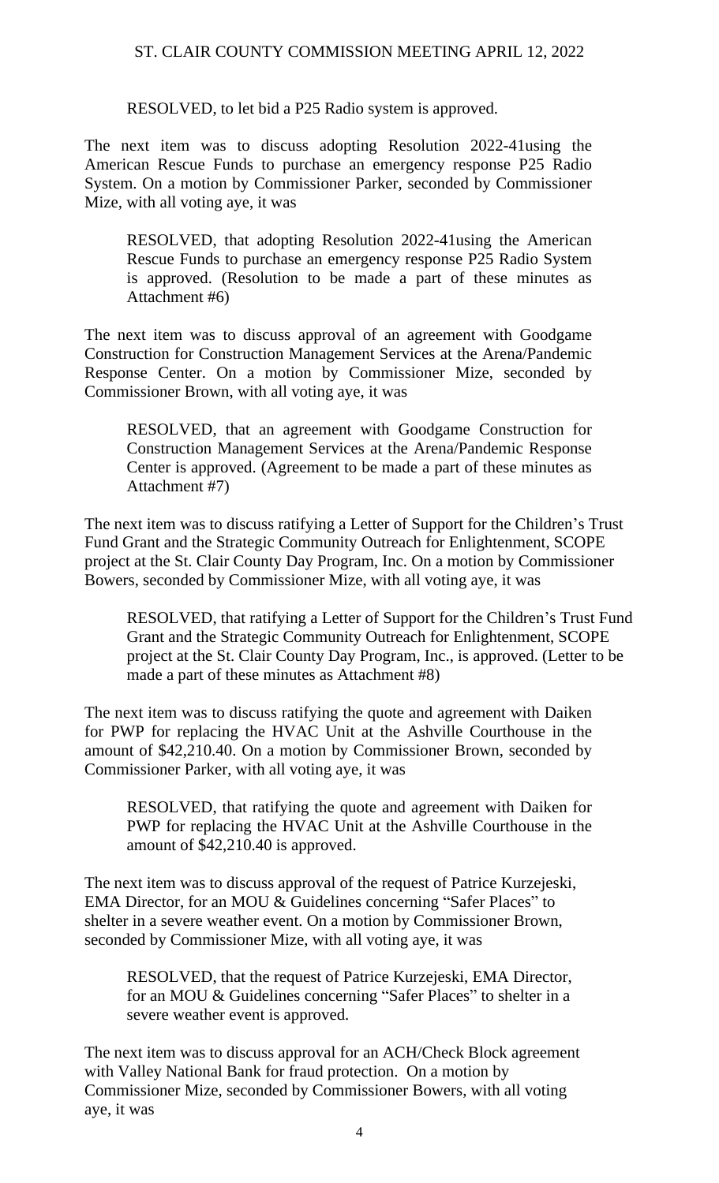RESOLVED, to let bid a P25 Radio system is approved.

The next item was to discuss adopting Resolution 2022-41using the American Rescue Funds to purchase an emergency response P25 Radio System. On a motion by Commissioner Parker, seconded by Commissioner Mize, with all voting aye, it was

> RESOLVED, that adopting Resolution 2022-41using the American Rescue Funds to purchase an emergency response P25 Radio System is approved. (Resolution to be made a part of these minutes as Attachment #6)

The next item was to discuss approval of an agreement with Goodgame Construction for Construction Management Services at the Arena/Pandemic Response Center. On a motion by Commissioner Mize, seconded by Commissioner Brown, with all voting aye, it was

> RESOLVED, that an agreement with Goodgame Construction for Construction Management Services at the Arena/Pandemic Response Center is approved. (Agreement to be made a part of these minutes as Attachment #7)

The next item was to discuss ratifying a Letter of Support for the Children's Trust Fund Grant and the Strategic Community Outreach for Enlightenment, SCOPE project at the St. Clair County Day Program, Inc. On a motion by Commissioner Bowers, seconded by Commissioner Mize, with all voting aye, it was

> RESOLVED, that ratifying a Letter of Support for the Children's Trust Fund Grant and the Strategic Community Outreach for Enlightenment, SCOPE project at the St. Clair County Day Program, Inc., is approved. (Letter to be made a part of these minutes as Attachment #8)

The next item was to discuss ratifying the quote and agreement with Daiken for PWP for replacing the HVAC Unit at the Ashville Courthouse in the amount of $42,210.40. On a motion by Commissioner Brown, seconded by Commissioner Parker, with all voting aye, it was

> RESOLVED, that ratifying the quote and agreement with Daiken for PWP for replacing the HVAC Unit at the Ashville Courthouse in the amount of $42,210.40 is approved.

The next item was to discuss approval of the request of Patrice Kurzejeski, EMA Director, for an MOU & Guidelines concerning "Safer Places" to shelter in a severe weather event. On a motion by Commissioner Brown, seconded by Commissioner Mize, with all voting aye, it was

> RESOLVED, that the request of Patrice Kurzejeski, EMA Director, for an MOU & Guidelines concerning "Safer Places" to shelter in a severe weather event is approved.

The next item was to discuss approval for an ACH/Check Block agreement with Valley National Bank for fraud protection. On a motion by Commissioner Mize, seconded by Commissioner Bowers, with all voting aye, it was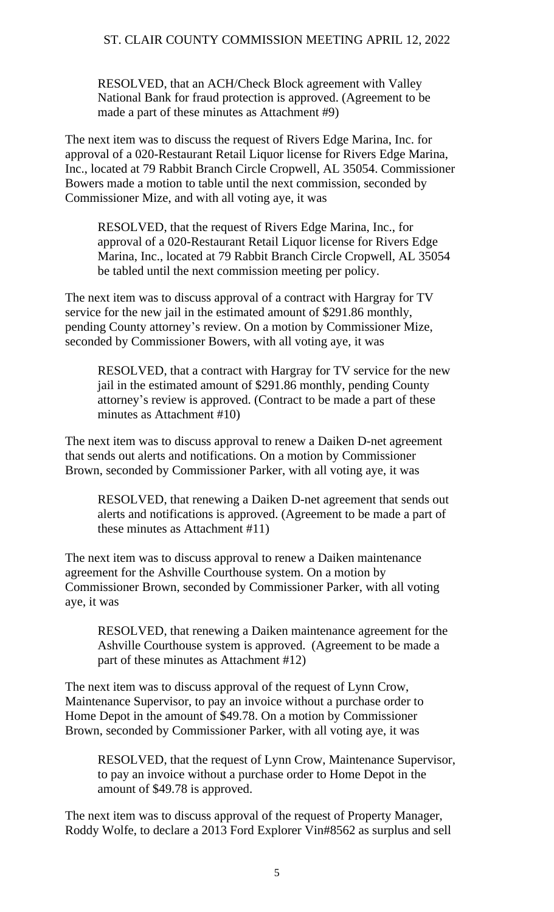RESOLVED, that an ACH/Check Block agreement with Valley National Bank for fraud protection is approved. (Agreement to be made a part of these minutes as Attachment #9)

The next item was to discuss the request of Rivers Edge Marina, Inc. for approval of a 020-Restaurant Retail Liquor license for Rivers Edge Marina, Inc., located at 79 Rabbit Branch Circle Cropwell, AL 35054. Commissioner Bowers made a motion to table until the next commission, seconded by Commissioner Mize, and with all voting aye, it was

RESOLVED, that the request of Rivers Edge Marina, Inc., for approval of a 020-Restaurant Retail Liquor license for Rivers Edge Marina, Inc., located at 79 Rabbit Branch Circle Cropwell, AL 35054 be tabled until the next commission meeting per policy.

The next item was to discuss approval of a contract with Hargray for TV service for the new jail in the estimated amount of $291.86 monthly, pending County attorney's review. On a motion by Commissioner Mize, seconded by Commissioner Bowers, with all voting aye, it was

RESOLVED, that a contract with Hargray for TV service for the new jail in the estimated amount of $291.86 monthly, pending County attorney's review is approved. (Contract to be made a part of these minutes as Attachment #10)

The next item was to discuss approval to renew a Daiken D-net agreement that sends out alerts and notifications. On a motion by Commissioner Brown, seconded by Commissioner Parker, with all voting aye, it was

RESOLVED, that renewing a Daiken D-net agreement that sends out alerts and notifications is approved. (Agreement to be made a part of these minutes as Attachment #11)

The next item was to discuss approval to renew a Daiken maintenance agreement for the Ashville Courthouse system. On a motion by Commissioner Brown, seconded by Commissioner Parker, with all voting aye, it was

RESOLVED, that renewing a Daiken maintenance agreement for the Ashville Courthouse system is approved. (Agreement to be made a part of these minutes as Attachment #12)

The next item was to discuss approval of the request of Lynn Crow, Maintenance Supervisor, to pay an invoice without a purchase order to Home Depot in the amount of $49.78. On a motion by Commissioner Brown, seconded by Commissioner Parker, with all voting aye, it was

RESOLVED, that the request of Lynn Crow, Maintenance Supervisor, to pay an invoice without a purchase order to Home Depot in the amount of $49.78 is approved.

The next item was to discuss approval of the request of Property Manager, Roddy Wolfe, to declare a 2013 Ford Explorer Vin#8562 as surplus and sell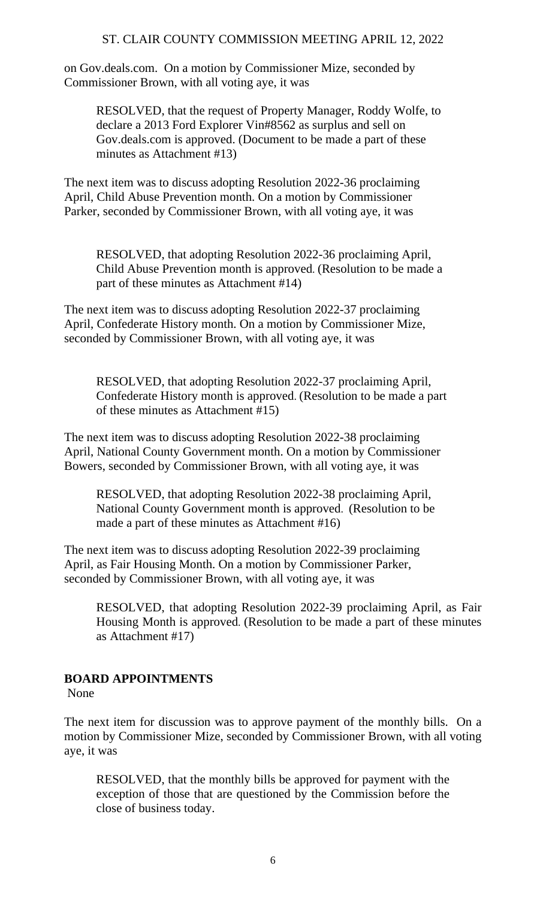on Gov.deals.com. On a motion by Commissioner Mize, seconded by Commissioner Brown, with all voting aye, it was

> RESOLVED, that the request of Property Manager, Roddy Wolfe, to declare a 2013 Ford Explorer Vin#8562 as surplus and sell on Gov.deals.com is approved. (Document to be made a part of these minutes as Attachment #13)

The next item was to discuss adopting Resolution 2022-36 proclaiming April, Child Abuse Prevention month. On a motion by Commissioner Parker, seconded by Commissioner Brown, with all voting aye, it was

> RESOLVED, that adopting Resolution 2022-36 proclaiming April, Child Abuse Prevention month is approved. (Resolution to be made a part of these minutes as Attachment #14)

The next item was to discuss adopting Resolution 2022-37 proclaiming April, Confederate History month. On a motion by Commissioner Mize, seconded by Commissioner Brown, with all voting aye, it was

> RESOLVED, that adopting Resolution 2022-37 proclaiming April, Confederate History month is approved. (Resolution to be made a part of these minutes as Attachment #15)

The next item was to discuss adopting Resolution 2022-38 proclaiming April, National County Government month. On a motion by Commissioner Bowers, seconded by Commissioner Brown, with all voting aye, it was

> RESOLVED, that adopting Resolution 2022-38 proclaiming April, National County Government month is approved. (Resolution to be made a part of these minutes as Attachment #16)

The next item was to discuss adopting Resolution 2022-39 proclaiming April, as Fair Housing Month. On a motion by Commissioner Parker, seconded by Commissioner Brown, with all voting aye, it was

> RESOLVED, that adopting Resolution 2022-39 proclaiming April, as Fair Housing Month is approved. (Resolution to be made a part of these minutes as Attachment #17)

**BOARD APPOINTMENTS**

None

The next item for discussion was to approve payment of the monthly bills. On a motion by Commissioner Mize, seconded by Commissioner Brown, with all voting aye, it was

> RESOLVED, that the monthly bills be approved for payment with the exception of those that are questioned by the Commission before the close of business today.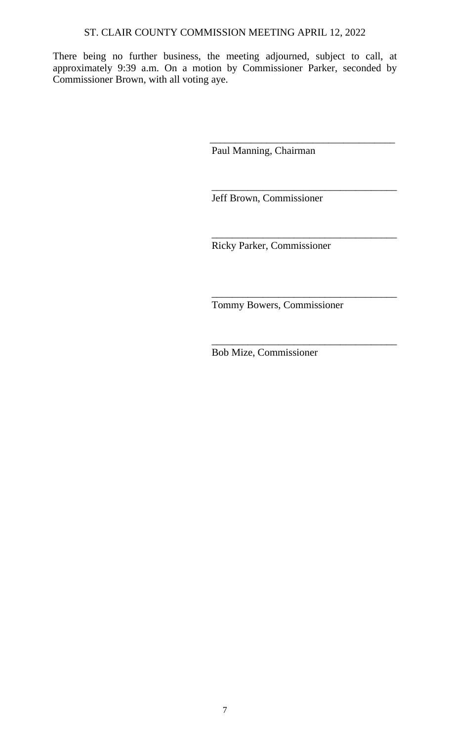There being no further business, the meeting adjourned, subject to call, at approximately 9:39 a.m. On a motion by Commissioner Parker, seconded by Commissioner Brown, with all voting aye.

_____________________________________
Paul Manning, Chairman

_____________________________________
Jeff Brown, Commissioner

_____________________________________
Ricky Parker, Commissioner

_____________________________________
Tommy Bowers, Commissioner

_____________________________________
Bob Mize, Commissioner